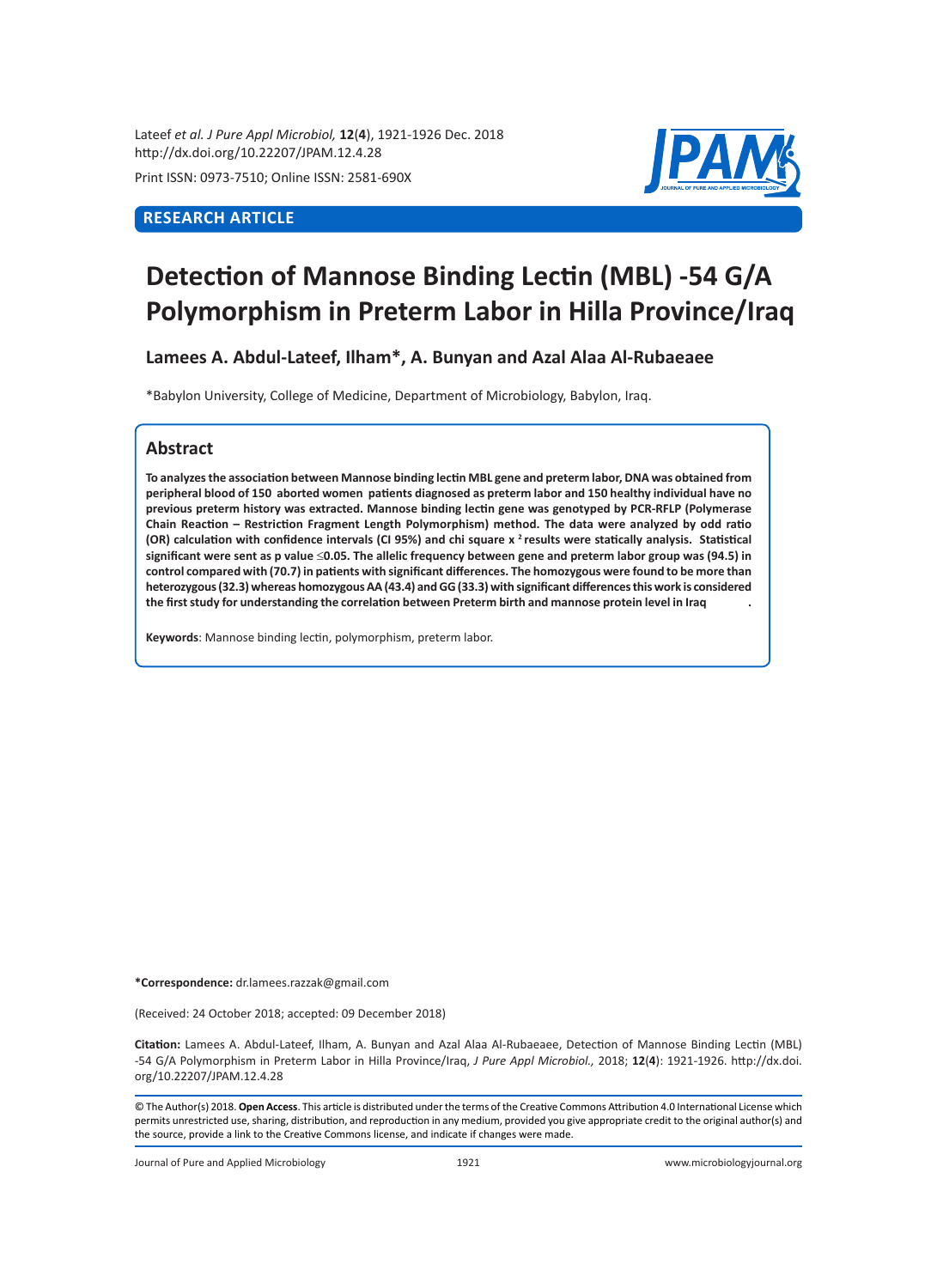RESEARCH ARTICLE

# Detection of Mannose Binding Lectin (MBL) -54 G/A Polymorphism in Preterm Labor in Hilla Province/Iraq

**Lamees A. Abdul-Lateef, Ilham\*, A. Bunyan and Azal Alaa Al-Rubaeaee**

\*Babylon University, College of Medicine, Department of Microbiology, Babylon, Iraq.

## Abstract

**To analyzes the association between Mannose binding lectin MBL gene and preterm labor, DNA was obtained from peripheral blood of 150 aborted women patients diagnosed as preterm labor and 150 healthy individual have no previous preterm history was extracted. Mannose binding lectin gene was genotyped by PCR-RFLP (Polymerase Chain Reaction – Restriction Fragment Length Polymorphism) method. The data were analyzed by odd ratio (OR) calculation with confidence intervals (CI 95%) and chi square $x^2$ results were statically analysis. Statistical significant were sent as p value ≤0.05. The allelic frequency between gene and preterm labor group was (94.5) in control compared with (70.7) in patients with significant differences. The homozygous were found to be more than heterozygous (32.3) whereas homozygous AA (43.4) and GG (33.3) with significant differences this work is considered the first study for understanding the correlation between Preterm birth and mannose protein level in Iraq .**

**Keywords**: Mannose binding lectin, polymorphism, preterm labor.

**\*Correspondence:** dr.lamees.razzak@gmail.com

(Received: 24 October 2018; accepted: 09 December 2018)

**Citation:** Lamees A. Abdul-Lateef, Ilham, A. Bunyan and Azal Alaa Al-Rubaeaee, Detection of Mannose Binding Lectin (MBL) -54 G/A Polymorphism in Preterm Labor in Hilla Province/Iraq, *J Pure Appl Microbiol.,* 2018; **12**(**4**): 1921-1926. http://dx.doi.org/10.22207/JPAM.12.4.28

© The Author(s) 2018. **Open Access**. This article is distributed under the terms of the Creative Commons Attribution 4.0 International License which permits unrestricted use, sharing, distribution, and reproduction in any medium, provided you give appropriate credit to the original author(s) and the source, provide a link to the Creative Commons license, and indicate if changes were made.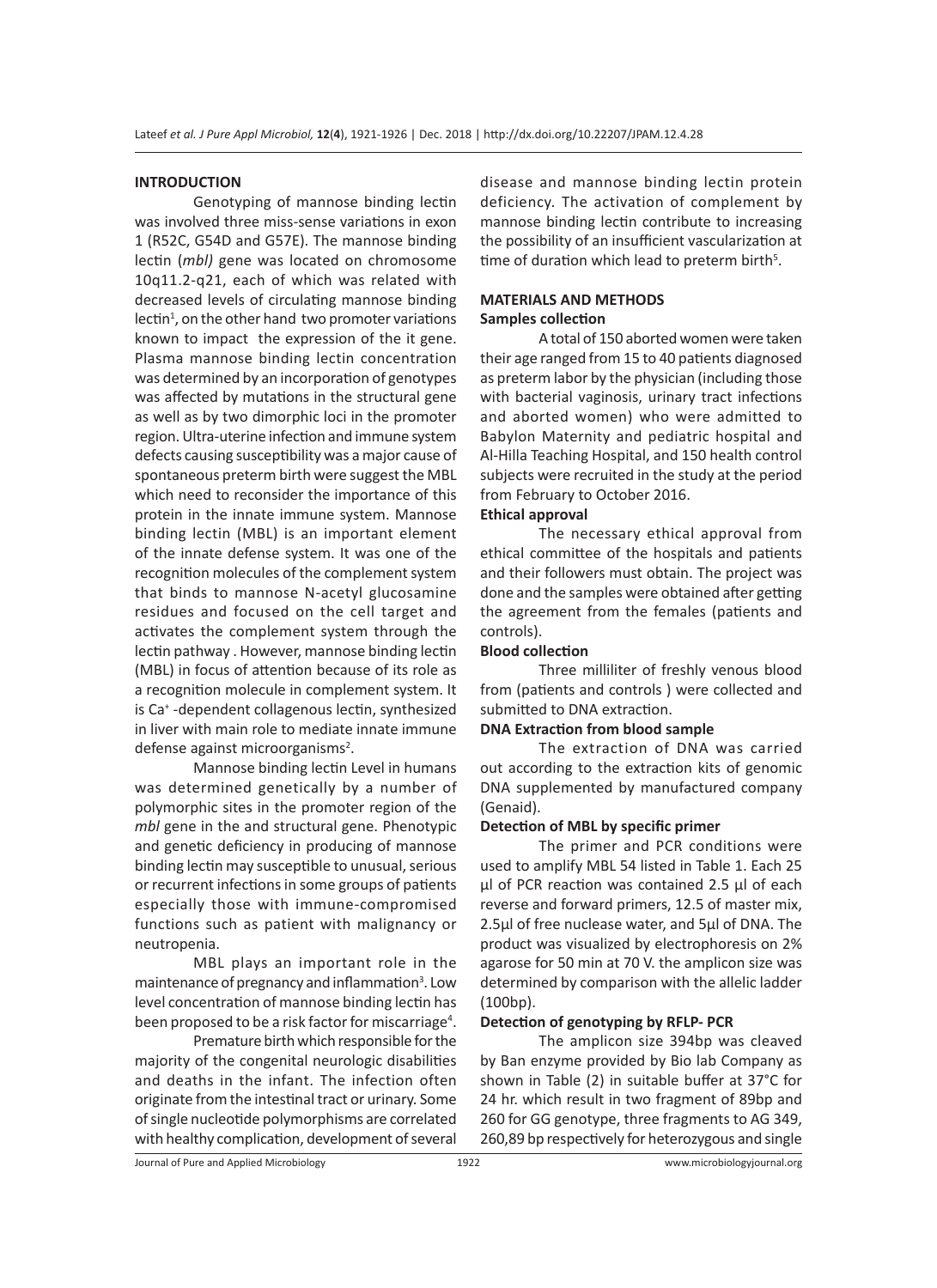## INTRODUCTION

Genotyping of mannose binding lectin was involved three miss-sense variations in exon 1 (R52C, G54D and G57E). The mannose binding lectin (*mbl)* gene was located on chromosome 10q11.2-q21, each of which was related with decreased levels of circulating mannose binding lectin[1], on the other hand two promoter variations known to impact the expression of the it gene. Plasma mannose binding lectin concentration was determined by an incorporation of genotypes was affected by mutations in the structural gene as well as by two dimorphic loci in the promoter region. Ultra-uterine infection and immune system defects causing susceptibility was a major cause of spontaneous preterm birth were suggest the MBL which need to reconsider the importance of this protein in the innate immune system. Mannose binding lectin (MBL) is an important element of the innate defense system. It was one of the recognition molecules of the complement system that binds to mannose N-acetyl glucosamine residues and focused on the cell target and activates the complement system through the lectin pathway . However, mannose binding lectin (MBL) in focus of attention because of its role as a recognition molecule in complement system. It is $Ca^{+}$ -dependent collagenous lectin, synthesized in liver with main role to mediate innate immune defense against microorganisms[2].

Mannose binding lectin Level in humans was determined genetically by a number of polymorphic sites in the promoter region of the *mbl* gene in the and structural gene. Phenotypic and genetic deficiency in producing of mannose binding lectin may susceptible to unusual, serious or recurrent infections in some groups of patients especially those with immune-compromised functions such as patient with malignancy or neutropenia.

MBL plays an important role in the maintenance of pregnancy and inflammation[3]. Low level concentration of mannose binding lectin has been proposed to be a risk factor for miscarriage[4].

Premature birth which responsible for the majority of the congenital neurologic disabilities and deaths in the infant. The infection often originate from the intestinal tract or urinary. Some of single nucleotide polymorphisms are correlated with healthy complication, development of several disease and mannose binding lectin protein deficiency. The activation of complement by mannose binding lectin contribute to increasing the possibility of an insufficient vascularization at time of duration which lead to preterm birth[5].

## MATERIALS AND METHODS

### Samples collection

A total of 150 aborted women were taken their age ranged from 15 to 40 patients diagnosed as preterm labor by the physician (including those with bacterial vaginosis, urinary tract infections and aborted women) who were admitted to Babylon Maternity and pediatric hospital and Al-Hilla Teaching Hospital, and 150 health control subjects were recruited in the study at the period from February to October 2016.

### Ethical approval

The necessary ethical approval from ethical committee of the hospitals and patients and their followers must obtain. The project was done and the samples were obtained after getting the agreement from the females (patients and controls).

### Blood collection

Three milliliter of freshly venous blood from (patients and controls ) were collected and submitted to DNA extraction.

### DNA Extraction from blood sample

The extraction of DNA was carried out according to the extraction kits of genomic DNA supplemented by manufactured company (Genaid).

### Detection of MBL by specific primer

The primer and PCR conditions were used to amplify MBL 54 listed in Table 1. Each 25 µl of PCR reaction was contained 2.5 µl of each reverse and forward primers, 12.5 of master mix, 2.5µl of free nuclease water, and 5µl of DNA. The product was visualized by electrophoresis on 2% agarose for 50 min at 70 V. the amplicon size was determined by comparison with the allelic ladder (100bp).

### Detection of genotyping by RFLP- PCR

The amplicon size 394bp was cleaved by Ban enzyme provided by Bio lab Company as shown in Table (2) in suitable buffer at 37°C for 24 hr. which result in two fragment of 89bp and 260 for GG genotype, three fragments to AG 349, 260,89 bp respectively for heterozygous and single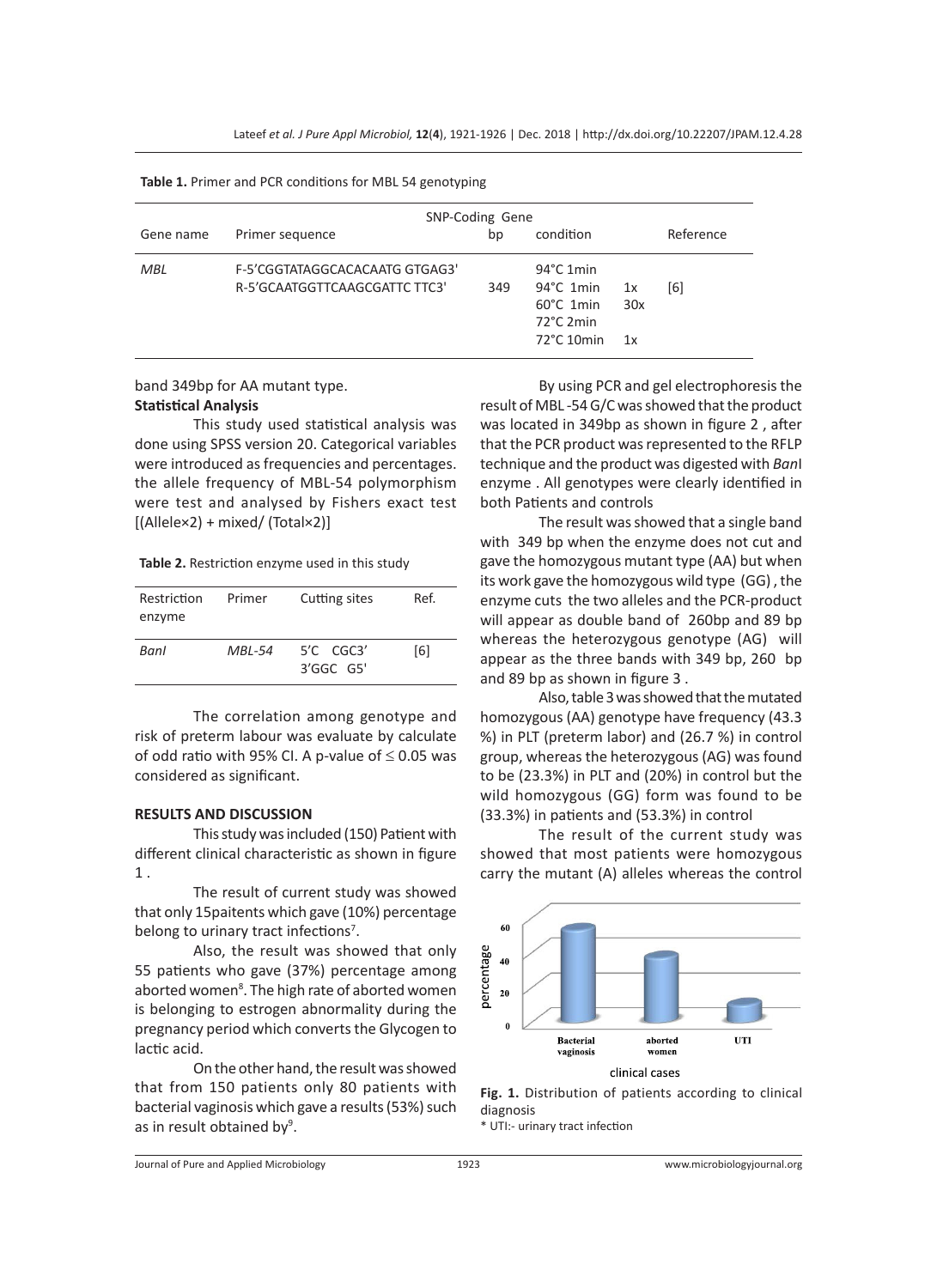**Table 1.** Primer and PCR conditions for MBL 54 genotyping

| | SNP-Coding Gene | | | | |
|---|---|---|---|---|---|
| Gene name | Primer sequence | bp | condition | | Reference |
| *MBL* | F-5'CGGTATAGGCACACAATG GTGAG3'<br>R-5'GCAATGGTTCAAGCGATTC TTC3' | 349 | 94°C 1min<br>94°C 1min<br>60°C 1min<br>72°C 2min<br>72°C 10min | <br>1x<br>30x<br><br>1x | [6] |

band 349bp for AA mutant type.

**Statistical Analysis**

This study used statistical analysis was done using SPSS version 20. Categorical variables were introduced as frequencies and percentages. the allele frequency of MBL-54 polymorphism were test and analysed by Fishers exact test [(Allele×2) + mixed/ (Total×2)]

**Table 2.** Restriction enzyme used in this study

| Restriction enzyme | Primer | Cutting sites | Ref. |
|---|---|---|---|
| *BanI* | *MBL-54* | 5'C CGC3'<br>3'GGC G5' | [6] |

The correlation among genotype and risk of preterm labour was evaluate by calculate of odd ratio with 95% CI. A p-value of $\leq 0.05$ was considered as significant.

**RESULTS AND DISCUSSION**

This study was included (150) Patient with different clinical characteristic as shown in figure 1 .

The result of current study was showed that only 15paitents which gave (10%) percentage belong to urinary tract infections[7].

Also, the result was showed that only 55 patients who gave (37%) percentage among aborted women[8]. The high rate of aborted women is belonging to estrogen abnormality during the pregnancy period which converts the Glycogen to lactic acid.

On the other hand, the result was showed that from 150 patients only 80 patients with bacterial vaginosis which gave a results (53%) such as in result obtained by[9].

By using PCR and gel electrophoresis the result of MBL -54 G/C was showed that the product was located in 349bp as shown in figure 2 , after that the PCR product was represented to the RFLP technique and the product was digested with *Ban*I enzyme . All genotypes were clearly identified in both Patients and controls

The result was showed that a single band with 349 bp when the enzyme does not cut and gave the homozygous mutant type (AA) but when its work gave the homozygous wild type (GG) , the enzyme cuts the two alleles and the PCR-product will appear as double band of 260bp and 89 bp whereas the heterozygous genotype (AG) will appear as the three bands with 349 bp, 260 bp and 89 bp as shown in figure 3 .

Also, table 3 was showed that the mutated homozygous (AA) genotype have frequency (43.3 %) in PLT (preterm labor) and (26.7 %) in control group, whereas the heterozygous (AG) was found to be (23.3%) in PLT and (20%) in control but the wild homozygous (GG) form was found to be (33.3%) in patients and (53.3%) in control

The result of the current study was showed that most patients were homozygous carry the mutant (A) alleles whereas the control

**Fig. 1.** Distribution of patients according to clinical diagnosis

* UTI:- urinary tract infection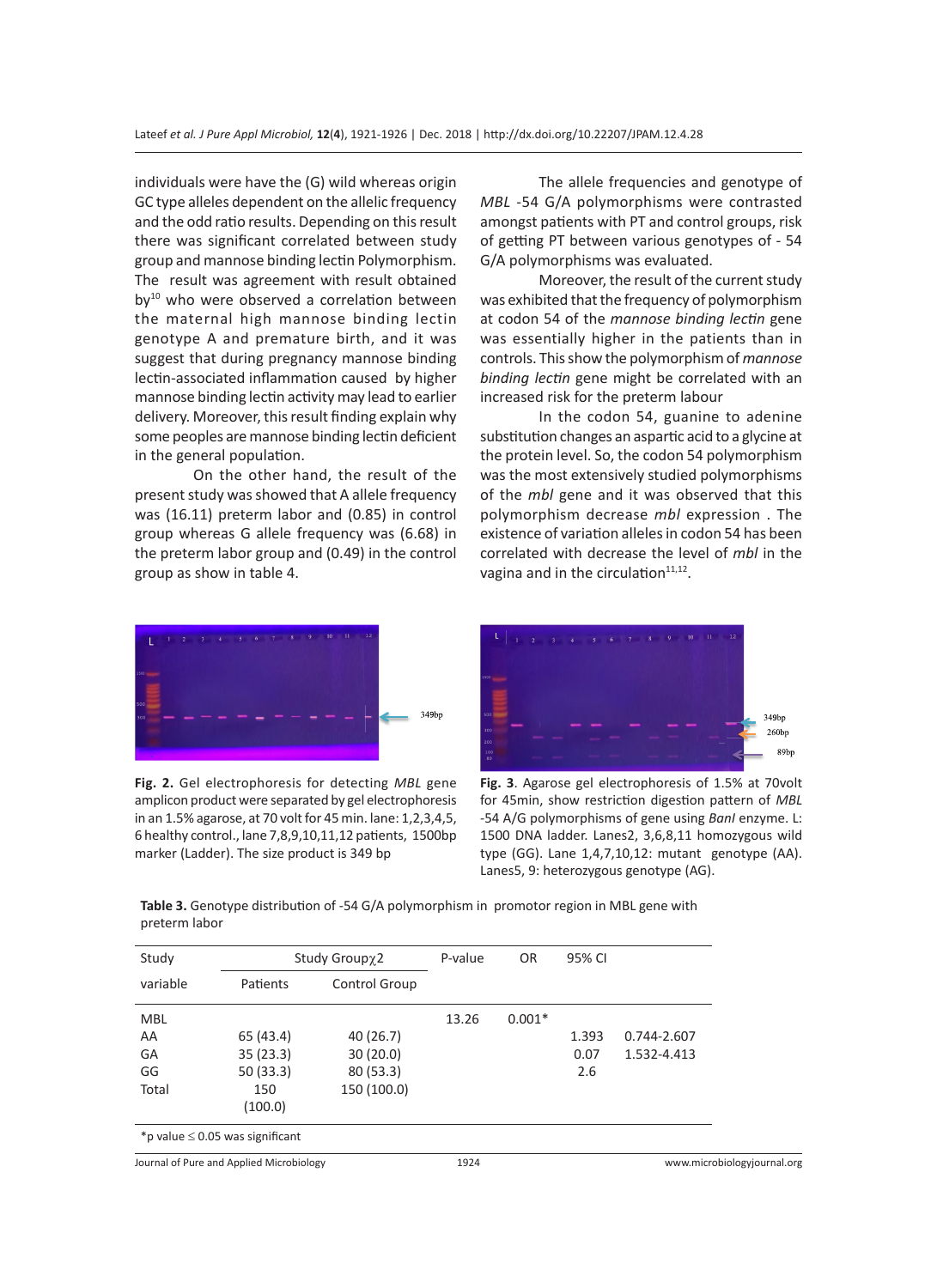individuals were have the (G) wild whereas origin GC type alleles dependent on the allelic frequency and the odd ratio results. Depending on this result there was significant correlated between study group and mannose binding lectin Polymorphism. The result was agreement with result obtained by[10] who were observed a correlation between the maternal high mannose binding lectin genotype A and premature birth, and it was suggest that during pregnancy mannose binding lectin-associated inflammation caused by higher mannose binding lectin activity may lead to earlier delivery. Moreover, this result finding explain why some peoples are mannose binding lectin deficient in the general population.

On the other hand, the result of the present study was showed that A allele frequency was (16.11) preterm labor and (0.85) in control group whereas G allele frequency was (6.68) in the preterm labor group and (0.49) in the control group as show in table 4.

The allele frequencies and genotype of *MBL* -54 G/A polymorphisms were contrasted amongst patients with PT and control groups, risk of getting PT between various genotypes of - 54 G/A polymorphisms was evaluated.

Moreover, the result of the current study was exhibited that the frequency of polymorphism at codon 54 of the *mannose binding lectin* gene was essentially higher in the patients than in controls. This show the polymorphism of *mannose binding lectin* gene might be correlated with an increased risk for the preterm labour

In the codon 54, guanine to adenine substitution changes an aspartic acid to a glycine at the protein level. So, the codon 54 polymorphism was the most extensively studied polymorphisms of the *mbl* gene and it was observed that this polymorphism decrease *mbl* expression . The existence of variation alleles in codon 54 has been correlated with decrease the level of *mbl* in the vagina and in the circulation[11,12].

**Fig. 2.** Gel electrophoresis for detecting *MBL* gene amplicon product were separated by gel electrophoresis in an 1.5% agarose, at 70 volt for 45 min. lane: 1,2,3,4,5, 6 healthy control., lane 7,8,9,10,11,12 patients, 1500bp marker (Ladder). The size product is 349 bp

**Fig. 3**. Agarose gel electrophoresis of 1.5% at 70volt for 45min, show restriction digestion pattern of *MBL* -54 A/G polymorphisms of gene using *BanI* enzyme. L: 1500 DNA ladder. Lanes2, 3,6,8,11 homozygous wild type (GG). Lane 1,4,7,10,12: mutant genotype (AA). Lanes5, 9: heterozygous genotype (AG).

**Table 3.** Genotype distribution of -54 G/A polymorphism in promotor region in MBL gene with preterm labor

| Study variable | Study Group$\chi^2$ | | P-value | OR | 95% CI | |
|---|---|---|---|---|---|---|
| | Patients | Control Group | | | | |
| MBL | | | 13.26 | 0.001* | | |
| AA | 65 (43.4) | 40 (26.7) | | | 1.393 | 0.744-2.607 |
| GA | 35 (23.3) | 30 (20.0) | | | 0.07 | 1.532-4.413 |
| GG | 50 (33.3) | 80 (53.3) | | | 2.6 | |
| Total | 150 (100.0) | 150 (100.0) | | | | |

*p value ≤ 0.05 was significant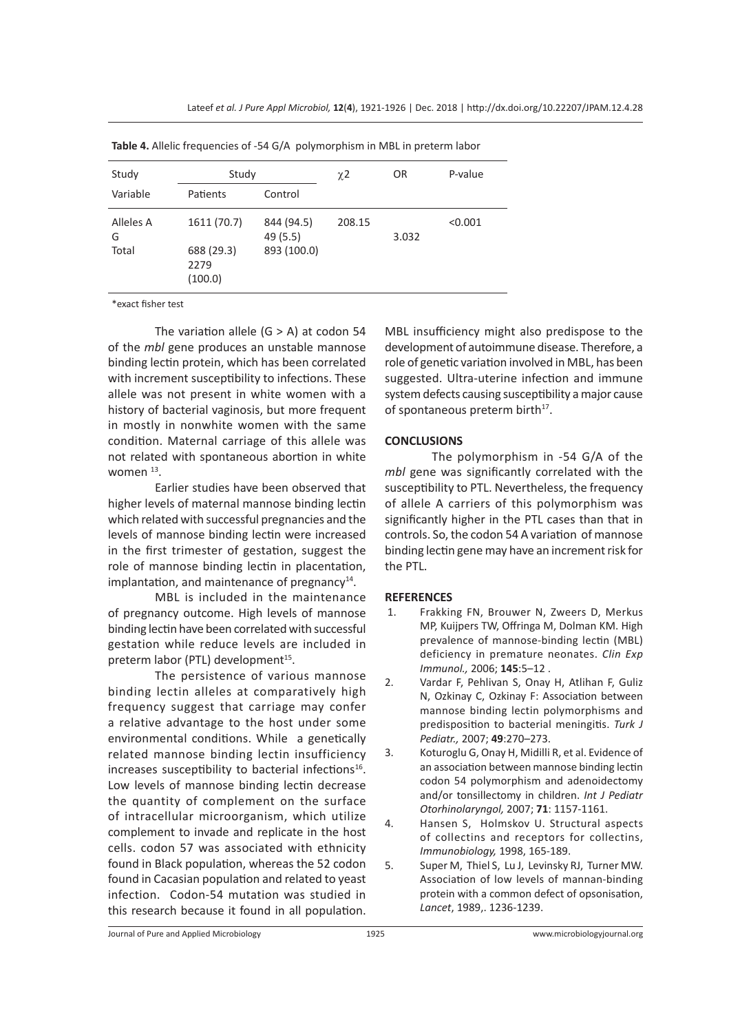**Table 4.** Allelic frequencies of -54 G/A polymorphism in MBL in preterm labor

| Study Variable | Study | | $\chi 2$ | OR | P-value |
|---|---|---|---|---|---|
| | Patients | Control | | | |
| Alleles A | 1611 (70.7) | 844 (94.5) | 208.15 | | <0.001 |
| G | 688 (29.3) | 49 (5.5) | | 3.032 | |
| Total | 2279 (100.0) | 893 (100.0) | | | |

*exact fisher test

The variation allele (G > A) at codon 54 of the *mbl* gene produces an unstable mannose binding lectin protein, which has been correlated with increment susceptibility to infections. These allele was not present in white women with a history of bacterial vaginosis, but more frequent in mostly in nonwhite women with the same condition. Maternal carriage of this allele was not related with spontaneous abortion in white women [13].

Earlier studies have been observed that higher levels of maternal mannose binding lectin which related with successful pregnancies and the levels of mannose binding lectin were increased in the first trimester of gestation, suggest the role of mannose binding lectin in placentation, implantation, and maintenance of pregnancy[14].

MBL is included in the maintenance of pregnancy outcome. High levels of mannose binding lectin have been correlated with successful gestation while reduce levels are included in preterm labor (PTL) development[15].

The persistence of various mannose binding lectin alleles at comparatively high frequency suggest that carriage may confer a relative advantage to the host under some environmental conditions. While a genetically related mannose binding lectin insufficiency increases susceptibility to bacterial infections[16]. Low levels of mannose binding lectin decrease the quantity of complement on the surface of intracellular microorganism, which utilize complement to invade and replicate in the host cells. codon 57 was associated with ethnicity found in Black population, whereas the 52 codon found in Cacasian population and related to yeast infection. Codon-54 mutation was studied in this research because it found in all population. MBL insufficiency might also predispose to the development of autoimmune disease. Therefore, a role of genetic variation involved in MBL, has been suggested. Ultra-uterine infection and immune system defects causing susceptibility a major cause of spontaneous preterm birth[17].

## CONCLUSIONS

The polymorphism in -54 G/A of the *mbl* gene was significantly correlated with the susceptibility to PTL. Nevertheless, the frequency of allele A carriers of this polymorphism was significantly higher in the PTL cases than that in controls. So, the codon 54 A variation of mannose binding lectin gene may have an increment risk for the PTL.

## REFERENCES

1. Frakking FN, Brouwer N, Zweers D, Merkus MP, Kuijpers TW, Offringa M, Dolman KM. High prevalence of mannose-binding lectin (MBL) deficiency in premature neonates. *Clin Exp Immunol.,* 2006; **145**:5–12 .
2. Vardar F, Pehlivan S, Onay H, Atlihan F, Guliz N, Ozkinay C, Ozkinay F: Association between mannose binding lectin polymorphisms and predisposition to bacterial meningitis. *Turk J Pediatr.,* 2007; **49**:270–273.
3. Koturoglu G, Onay H, Midilli R, et al. Evidence of an association between mannose binding lectin codon 54 polymorphism and adenoidectomy and/or tonsillectomy in children. *Int J Pediatr Otorhinolaryngol,* 2007; **71**: 1157-1161.
4. Hansen S, Holmskov U. Structural aspects of collectins and receptors for collectins, *Immunobiology,* 1998, 165-189.
5. Super M, Thiel S, Lu J, Levinsky RJ, Turner MW. Association of low levels of mannan-binding protein with a common defect of opsonisation, *Lancet*, 1989,. 1236-1239.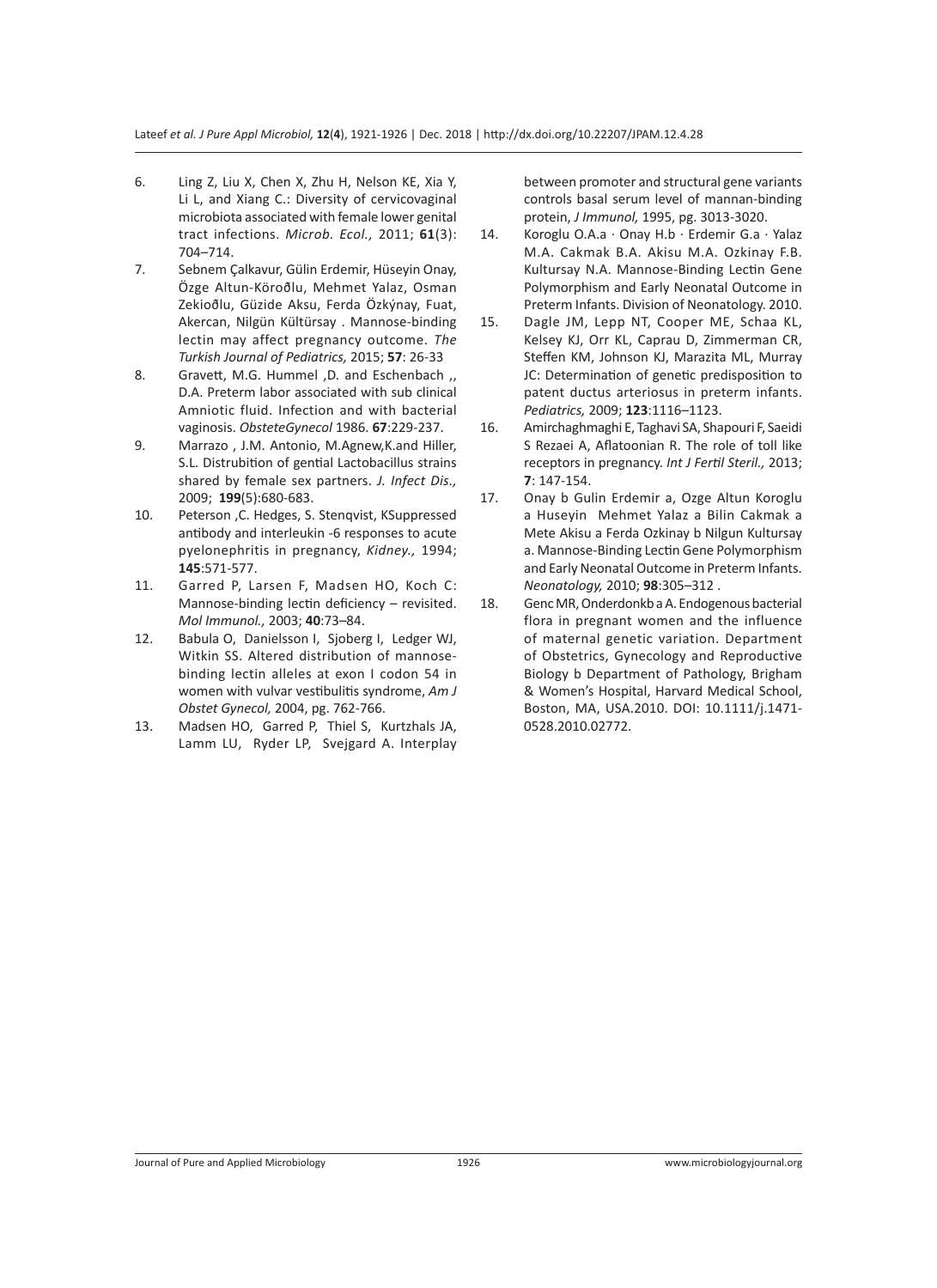6. Ling Z, Liu X, Chen X, Zhu H, Nelson KE, Xia Y, Li L, and Xiang C.: Diversity of cervicovaginal microbiota associated with female lower genital tract infections. *Microb. Ecol.,* 2011; **61**(3): 704–714.
7. Sebnem Çalkavur, Gülin Erdemir, Hüseyin Onay, Özge Altun-Köroðlu, Mehmet Yalaz, Osman Zekioðlu, Güzide Aksu, Ferda Özkýnay, Fuat, Akercan, Nilgün Kültürsay . Mannose-binding lectin may affect pregnancy outcome. *The Turkish Journal of Pediatrics,* 2015; **57**: 26-33
8. Gravett, M.G. Hummel ,D. and Eschenbach ,, D.A. Preterm labor associated with sub clinical Amniotic fluid. Infection and with bacterial vaginosis. *ObsteteGynecol* 1986. **67**:229-237.
9. Marrazo , J.M. Antonio, M.Agnew,K.and Hiller, S.L. Distrubition of gential Lactobacillus strains shared by female sex partners. *J. Infect Dis.,* 2009; **199**(5):680-683.
10. Peterson ,C. Hedges, S. Stenqvist, KSuppressed antibody and interleukin -6 responses to acute pyelonephritis in pregnancy, *Kidney.,* 1994; **145**:571-577.
11. Garred P, Larsen F, Madsen HO, Koch C: Mannose-binding lectin deficiency – revisited. *Mol Immunol.,* 2003; **40**:73–84.
12. Babula O, Danielsson I, Sjoberg I, Ledger WJ, Witkin SS. Altered distribution of mannose-binding lectin alleles at exon I codon 54 in women with vulvar vestibulitis syndrome, *Am J Obstet Gynecol,* 2004, pg. 762-766.
13. Madsen HO, Garred P, Thiel S, Kurtzhals JA, Lamm LU, Ryder LP, Svejgard A. Interplay between promoter and structural gene variants controls basal serum level of mannan-binding protein, *J Immunol,* 1995, pg. 3013-3020.
14. Koroglu O.A.a · Onay H.b · Erdemir G.a · Yalaz M.A. Cakmak B.A. Akisu M.A. Ozkinay F.B. Kultursay N.A. Mannose-Binding Lectin Gene Polymorphism and Early Neonatal Outcome in Preterm Infants. Division of Neonatology. 2010.
15. Dagle JM, Lepp NT, Cooper ME, Schaa KL, Kelsey KJ, Orr KL, Caprau D, Zimmerman CR, Steffen KM, Johnson KJ, Marazita ML, Murray JC: Determination of genetic predisposition to patent ductus arteriosus in preterm infants. *Pediatrics,* 2009; **123**:1116–1123.
16. Amirchaghmaghi E, Taghavi SA, Shapouri F, Saeidi S Rezaei A, Aflatoonian R. The role of toll like receptors in pregnancy. *Int J Fertil Steril.,* 2013; **7**: 147-154.
17. Onay b Gulin Erdemir a, Ozge Altun Koroglu a Huseyin Mehmet Yalaz a Bilin Cakmak a Mete Akisu a Ferda Ozkinay b Nilgun Kultursay a. Mannose-Binding Lectin Gene Polymorphism and Early Neonatal Outcome in Preterm Infants. *Neonatology,* 2010; **98**:305–312 .
18. Genc MR, Onderdonkb a A. Endogenous bacterial flora in pregnant women and the influence of maternal genetic variation. Department of Obstetrics, Gynecology and Reproductive Biology b Department of Pathology, Brigham & Women's Hospital, Harvard Medical School, Boston, MA, USA.2010. DOI: 10.1111/j.1471-0528.2010.02772.